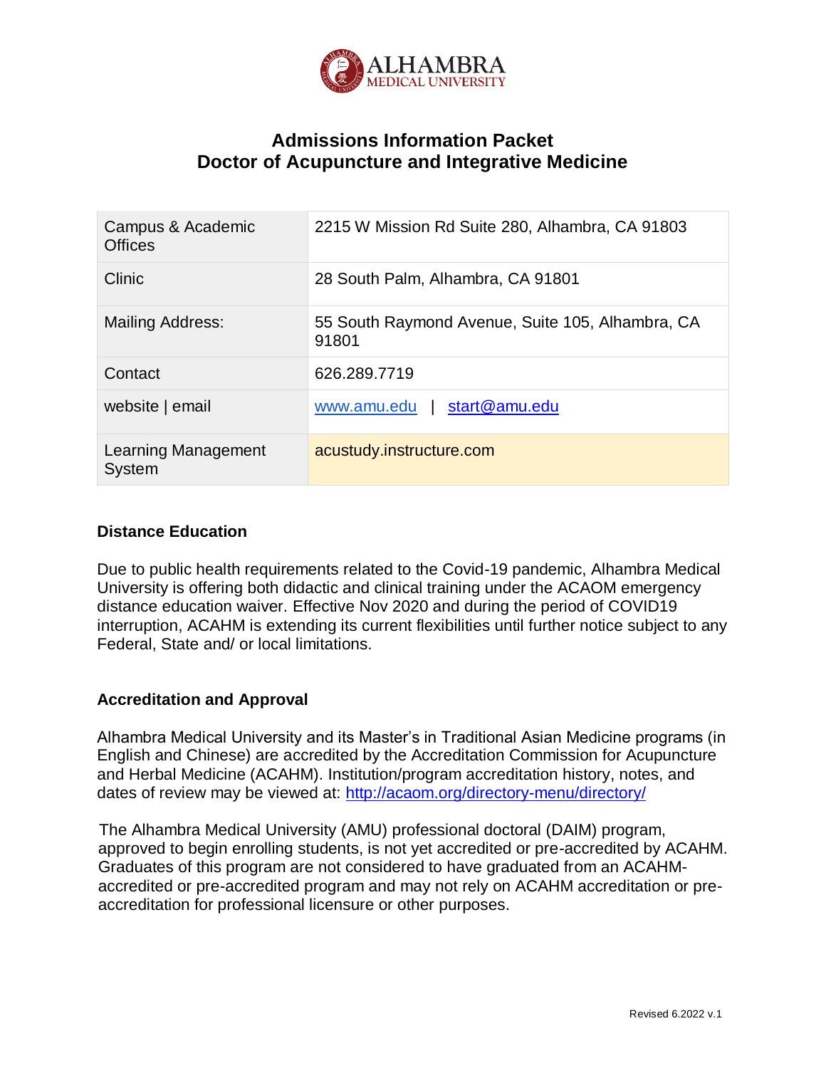# Admissions Information Packet
# Doctor of Acupuncture and Integrative Medicine

| | |
|---|---|
| Campus & Academic Offices | 2215 W Mission Rd Suite 280, Alhambra, CA 91803 |
| Clinic | 28 South Palm, Alhambra, CA 91801 |
| Mailing Address: | 55 South Raymond Avenue, Suite 105, Alhambra, CA 91801 |
| Contact | 626.289.7719 |
| website \| email | www.amu.edu \| start@amu.edu |
| Learning Management System | acustudy.instructure.com |

**Distance Education**

Due to public health requirements related to the Covid-19 pandemic, Alhambra Medical University is offering both didactic and clinical training under the ACAOM emergency distance education waiver. Effective Nov 2020 and during the period of COVID19 interruption, ACAHM is extending its current flexibilities until further notice subject to any Federal, State and/ or local limitations.

**Accreditation and Approval**

Alhambra Medical University and its Master's in Traditional Asian Medicine programs (in English and Chinese) are accredited by the Accreditation Commission for Acupuncture and Herbal Medicine (ACAHM). Institution/program accreditation history, notes, and dates of review may be viewed at: http://acaom.org/directory-menu/directory/

The Alhambra Medical University (AMU) professional doctoral (DAIM) program, approved to begin enrolling students, is not yet accredited or pre-accredited by ACAHM. Graduates of this program are not considered to have graduated from an ACAHM-accredited or pre-accredited program and may not rely on ACAHM accreditation or pre-accreditation for professional licensure or other purposes.

Revised 6.2022 v.1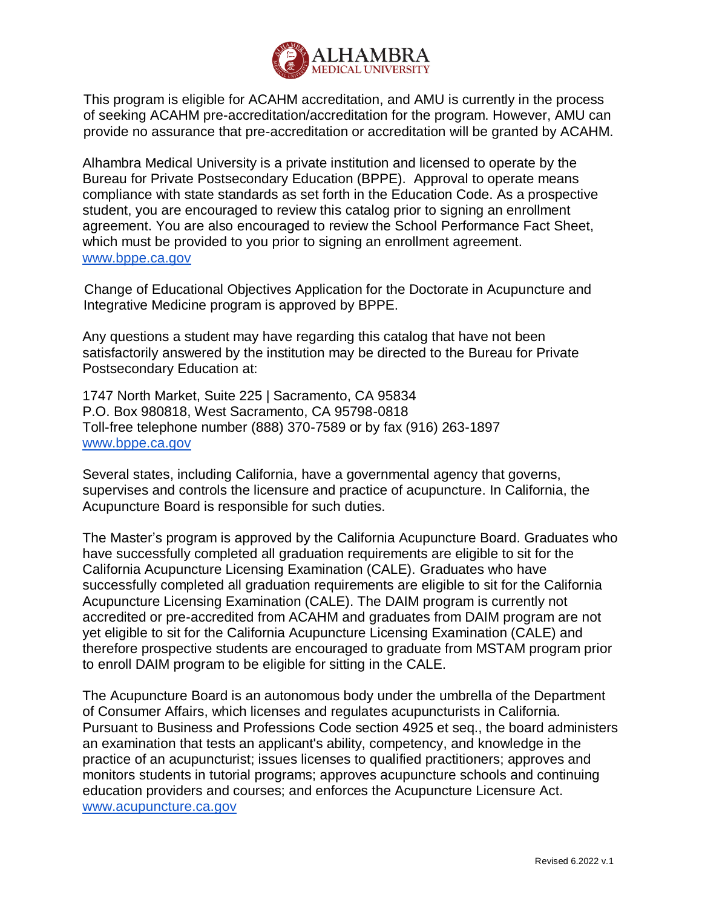This program is eligible for ACAHM accreditation, and AMU is currently in the process of seeking ACAHM pre-accreditation/accreditation for the program. However, AMU can provide no assurance that pre-accreditation or accreditation will be granted by ACAHM.

Alhambra Medical University is a private institution and licensed to operate by the Bureau for Private Postsecondary Education (BPPE). Approval to operate means compliance with state standards as set forth in the Education Code. As a prospective student, you are encouraged to review this catalog prior to signing an enrollment agreement. You are also encouraged to review the School Performance Fact Sheet, which must be provided to you prior to signing an enrollment agreement. www.bppe.ca.gov

Change of Educational Objectives Application for the Doctorate in Acupuncture and Integrative Medicine program is approved by BPPE.

Any questions a student may have regarding this catalog that have not been satisfactorily answered by the institution may be directed to the Bureau for Private Postsecondary Education at:

1747 North Market, Suite 225 | Sacramento, CA 95834
P.O. Box 980818, West Sacramento, CA 95798-0818
Toll-free telephone number (888) 370-7589 or by fax (916) 263-1897
www.bppe.ca.gov

Several states, including California, have a governmental agency that governs, supervises and controls the licensure and practice of acupuncture. In California, the Acupuncture Board is responsible for such duties.

The Master's program is approved by the California Acupuncture Board. Graduates who have successfully completed all graduation requirements are eligible to sit for the California Acupuncture Licensing Examination (CALE). Graduates who have successfully completed all graduation requirements are eligible to sit for the California Acupuncture Licensing Examination (CALE). The DAIM program is currently not accredited or pre-accredited from ACAHM and graduates from DAIM program are not yet eligible to sit for the California Acupuncture Licensing Examination (CALE) and therefore prospective students are encouraged to graduate from MSTAM program prior to enroll DAIM program to be eligible for sitting in the CALE.

The Acupuncture Board is an autonomous body under the umbrella of the Department of Consumer Affairs, which licenses and regulates acupuncturists in California. Pursuant to Business and Professions Code section 4925 et seq., the board administers an examination that tests an applicant's ability, competency, and knowledge in the practice of an acupuncturist; issues licenses to qualified practitioners; approves and monitors students in tutorial programs; approves acupuncture schools and continuing education providers and courses; and enforces the Acupuncture Licensure Act. www.acupuncture.ca.gov

Revised 6.2022 v.1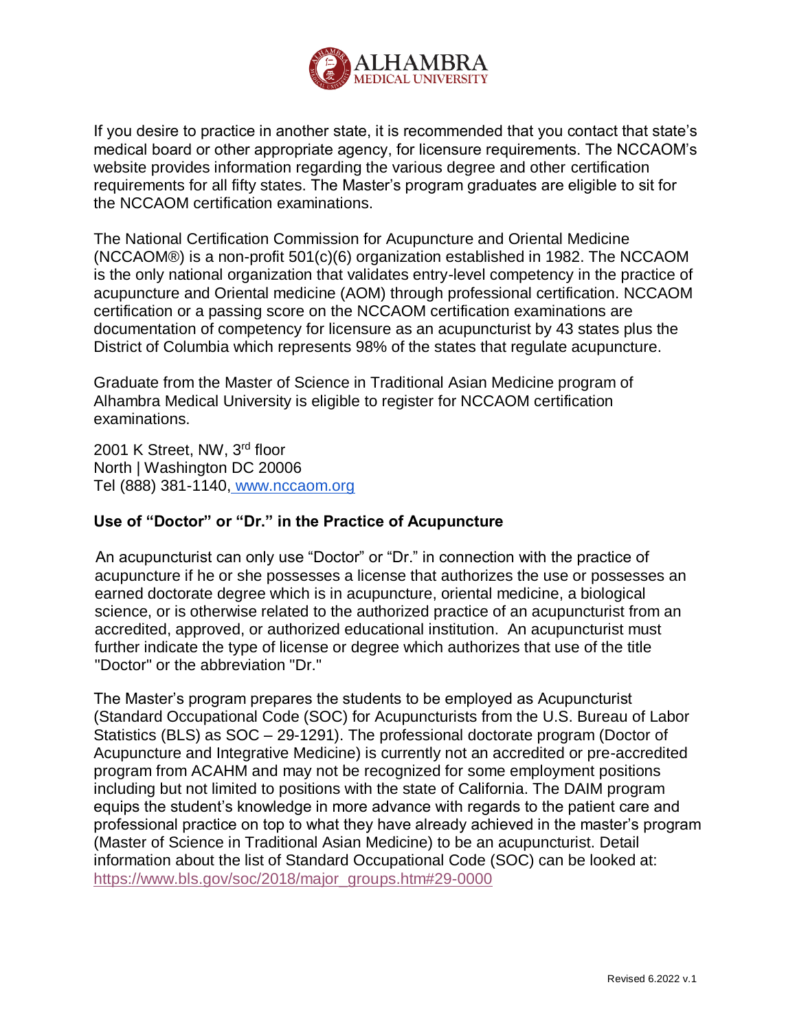If you desire to practice in another state, it is recommended that you contact that state's medical board or other appropriate agency, for licensure requirements. The NCCAOM's website provides information regarding the various degree and other certification requirements for all fifty states. The Master's program graduates are eligible to sit for the NCCAOM certification examinations.

The National Certification Commission for Acupuncture and Oriental Medicine (NCCAOM®) is a non-profit 501(c)(6) organization established in 1982. The NCCAOM is the only national organization that validates entry-level competency in the practice of acupuncture and Oriental medicine (AOM) through professional certification. NCCAOM certification or a passing score on the NCCAOM certification examinations are documentation of competency for licensure as an acupuncturist by 43 states plus the District of Columbia which represents 98% of the states that regulate acupuncture.

Graduate from the Master of Science in Traditional Asian Medicine program of Alhambra Medical University is eligible to register for NCCAOM certification examinations.

2001 K Street, NW, 3rd floor
North | Washington DC 20006
Tel (888) 381-1140, www.nccaom.org

**Use of "Doctor" or "Dr." in the Practice of Acupuncture**

An acupuncturist can only use "Doctor" or "Dr." in connection with the practice of acupuncture if he or she possesses a license that authorizes the use or possesses an earned doctorate degree which is in acupuncture, oriental medicine, a biological science, or is otherwise related to the authorized practice of an acupuncturist from an accredited, approved, or authorized educational institution. An acupuncturist must further indicate the type of license or degree which authorizes that use of the title "Doctor" or the abbreviation "Dr."

The Master's program prepares the students to be employed as Acupuncturist (Standard Occupational Code (SOC) for Acupuncturists from the U.S. Bureau of Labor Statistics (BLS) as SOC – 29-1291). The professional doctorate program (Doctor of Acupuncture and Integrative Medicine) is currently not an accredited or pre-accredited program from ACAHM and may not be recognized for some employment positions including but not limited to positions with the state of California. The DAIM program equips the student's knowledge in more advance with regards to the patient care and professional practice on top to what they have already achieved in the master's program (Master of Science in Traditional Asian Medicine) to be an acupuncturist. Detail information about the list of Standard Occupational Code (SOC) can be looked at: https://www.bls.gov/soc/2018/major_groups.htm#29-0000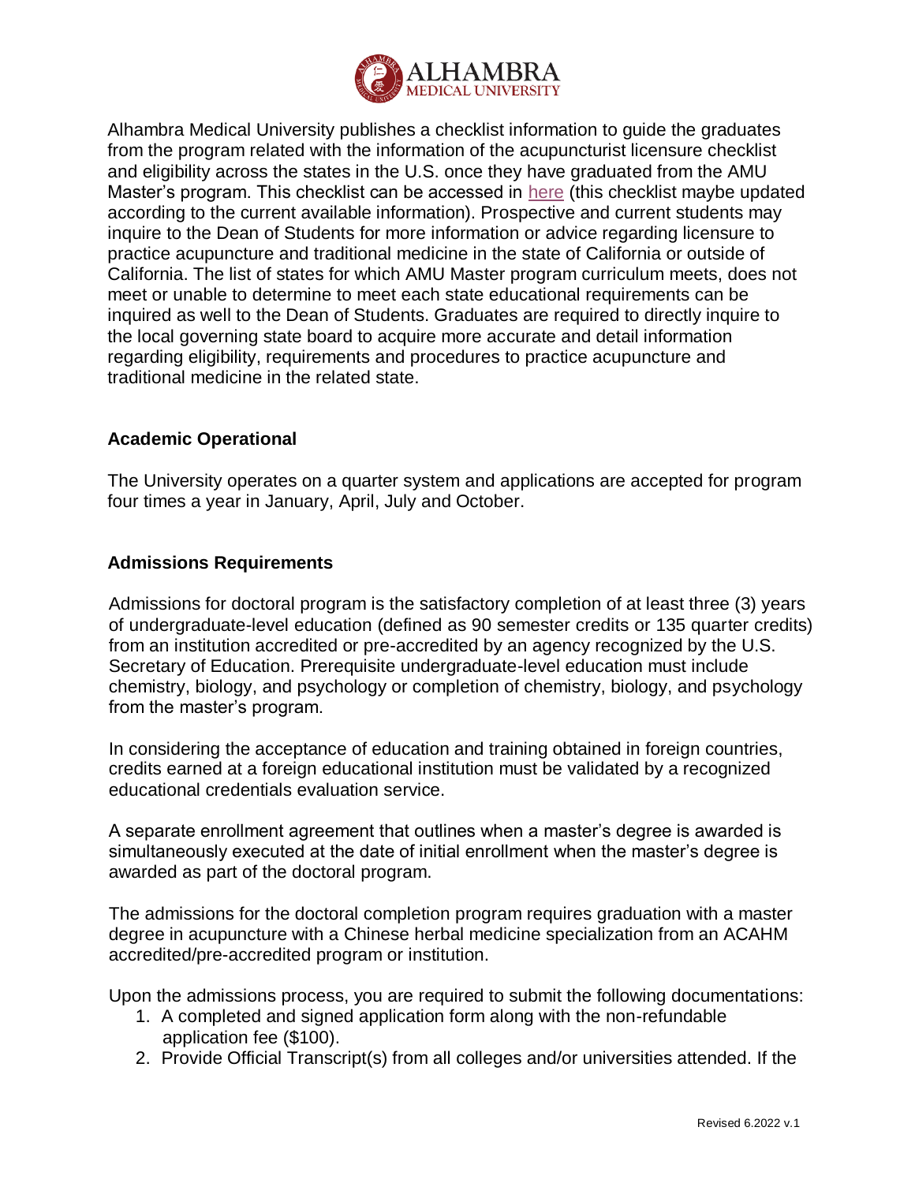Alhambra Medical University publishes a checklist information to guide the graduates from the program related with the information of the acupuncturist licensure checklist and eligibility across the states in the U.S. once they have graduated from the AMU Master's program. This checklist can be accessed in here (this checklist maybe updated according to the current available information). Prospective and current students may inquire to the Dean of Students for more information or advice regarding licensure to practice acupuncture and traditional medicine in the state of California or outside of California. The list of states for which AMU Master program curriculum meets, does not meet or unable to determine to meet each state educational requirements can be inquired as well to the Dean of Students. Graduates are required to directly inquire to the local governing state board to acquire more accurate and detail information regarding eligibility, requirements and procedures to practice acupuncture and traditional medicine in the related state.

## Academic Operational

The University operates on a quarter system and applications are accepted for program four times a year in January, April, July and October.

## Admissions Requirements

Admissions for doctoral program is the satisfactory completion of at least three (3) years of undergraduate-level education (defined as 90 semester credits or 135 quarter credits) from an institution accredited or pre-accredited by an agency recognized by the U.S. Secretary of Education. Prerequisite undergraduate-level education must include chemistry, biology, and psychology or completion of chemistry, biology, and psychology from the master's program.

In considering the acceptance of education and training obtained in foreign countries, credits earned at a foreign educational institution must be validated by a recognized educational credentials evaluation service.

A separate enrollment agreement that outlines when a master's degree is awarded is simultaneously executed at the date of initial enrollment when the master's degree is awarded as part of the doctoral program.

The admissions for the doctoral completion program requires graduation with a master degree in acupuncture with a Chinese herbal medicine specialization from an ACAHM accredited/pre-accredited program or institution.

Upon the admissions process, you are required to submit the following documentations:

1. A completed and signed application form along with the non-refundable application fee ($100).
2. Provide Official Transcript(s) from all colleges and/or universities attended. If the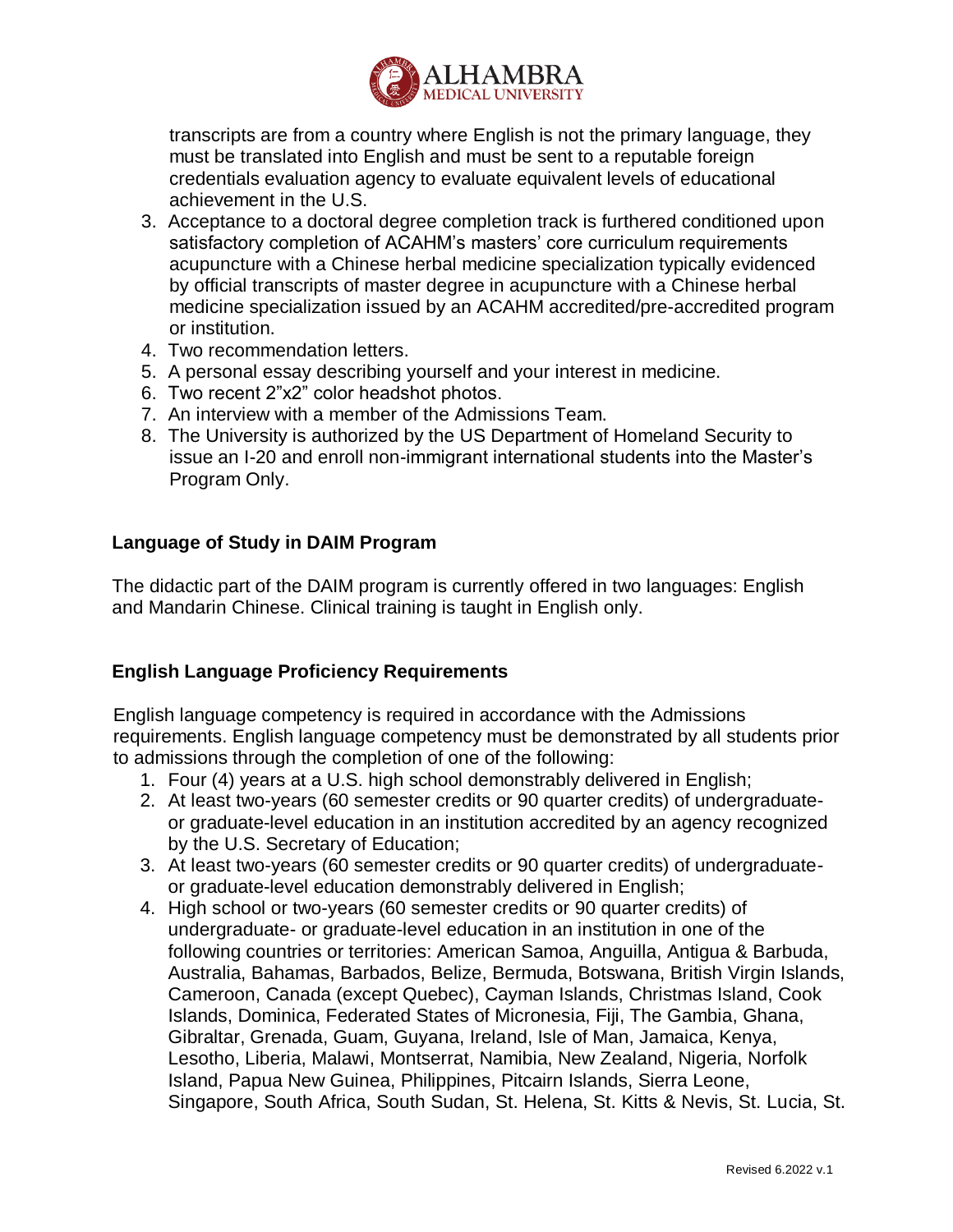transcripts are from a country where English is not the primary language, they must be translated into English and must be sent to a reputable foreign credentials evaluation agency to evaluate equivalent levels of educational achievement in the U.S.

3. Acceptance to a doctoral degree completion track is furthered conditioned upon satisfactory completion of ACAHM's masters' core curriculum requirements acupuncture with a Chinese herbal medicine specialization typically evidenced by official transcripts of master degree in acupuncture with a Chinese herbal medicine specialization issued by an ACAHM accredited/pre-accredited program or institution.
4. Two recommendation letters.
5. A personal essay describing yourself and your interest in medicine.
6. Two recent 2"x2" color headshot photos.
7. An interview with a member of the Admissions Team.
8. The University is authorized by the US Department of Homeland Security to issue an I-20 and enroll non-immigrant international students into the Master's Program Only.

**Language of Study in DAIM Program**

The didactic part of the DAIM program is currently offered in two languages: English and Mandarin Chinese. Clinical training is taught in English only.

**English Language Proficiency Requirements**

English language competency is required in accordance with the Admissions requirements. English language competency must be demonstrated by all students prior to admissions through the completion of one of the following:

1. Four (4) years at a U.S. high school demonstrably delivered in English;
2. At least two-years (60 semester credits or 90 quarter credits) of undergraduate- or graduate-level education in an institution accredited by an agency recognized by the U.S. Secretary of Education;
3. At least two-years (60 semester credits or 90 quarter credits) of undergraduate- or graduate-level education demonstrably delivered in English;
4. High school or two-years (60 semester credits or 90 quarter credits) of undergraduate- or graduate-level education in an institution in one of the following countries or territories: American Samoa, Anguilla, Antigua & Barbuda, Australia, Bahamas, Barbados, Belize, Bermuda, Botswana, British Virgin Islands, Cameroon, Canada (except Quebec), Cayman Islands, Christmas Island, Cook Islands, Dominica, Federated States of Micronesia, Fiji, The Gambia, Ghana, Gibraltar, Grenada, Guam, Guyana, Ireland, Isle of Man, Jamaica, Kenya, Lesotho, Liberia, Malawi, Montserrat, Namibia, New Zealand, Nigeria, Norfolk Island, Papua New Guinea, Philippines, Pitcairn Islands, Sierra Leone, Singapore, South Africa, South Sudan, St. Helena, St. Kitts & Nevis, St. Lucia, St.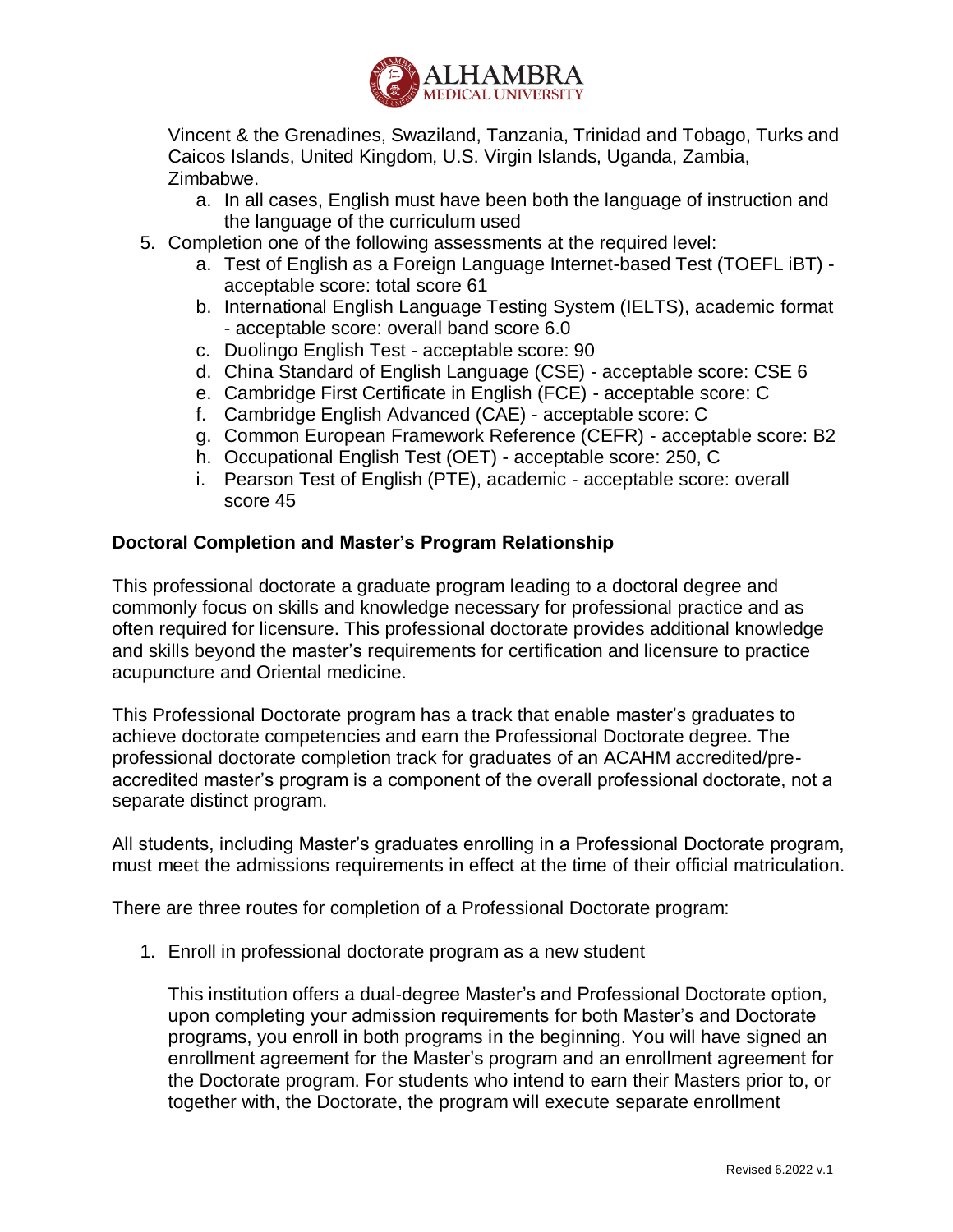Vincent & the Grenadines, Swaziland, Tanzania, Trinidad and Tobago, Turks and Caicos Islands, United Kingdom, U.S. Virgin Islands, Uganda, Zambia, Zimbabwe.

   a. In all cases, English must have been both the language of instruction and the language of the curriculum used

5. Completion one of the following assessments at the required level:
   a. Test of English as a Foreign Language Internet-based Test (TOEFL iBT) - acceptable score: total score 61
   b. International English Language Testing System (IELTS), academic format - acceptable score: overall band score 6.0
   c. Duolingo English Test - acceptable score: 90
   d. China Standard of English Language (CSE) - acceptable score: CSE 6
   e. Cambridge First Certificate in English (FCE) - acceptable score: C
   f. Cambridge English Advanced (CAE) - acceptable score: C
   g. Common European Framework Reference (CEFR) - acceptable score: B2
   h. Occupational English Test (OET) - acceptable score: 250, C
   i. Pearson Test of English (PTE), academic - acceptable score: overall score 45

**Doctoral Completion and Master's Program Relationship**

This professional doctorate a graduate program leading to a doctoral degree and commonly focus on skills and knowledge necessary for professional practice and as often required for licensure. This professional doctorate provides additional knowledge and skills beyond the master's requirements for certification and licensure to practice acupuncture and Oriental medicine.

This Professional Doctorate program has a track that enable master's graduates to achieve doctorate competencies and earn the Professional Doctorate degree. The professional doctorate completion track for graduates of an ACAHM accredited/pre-accredited master's program is a component of the overall professional doctorate, not a separate distinct program.

All students, including Master's graduates enrolling in a Professional Doctorate program, must meet the admissions requirements in effect at the time of their official matriculation.

There are three routes for completion of a Professional Doctorate program:

1. Enroll in professional doctorate program as a new student

   This institution offers a dual-degree Master's and Professional Doctorate option, upon completing your admission requirements for both Master's and Doctorate programs, you enroll in both programs in the beginning. You will have signed an enrollment agreement for the Master's program and an enrollment agreement for the Doctorate program. For students who intend to earn their Masters prior to, or together with, the Doctorate, the program will execute separate enrollment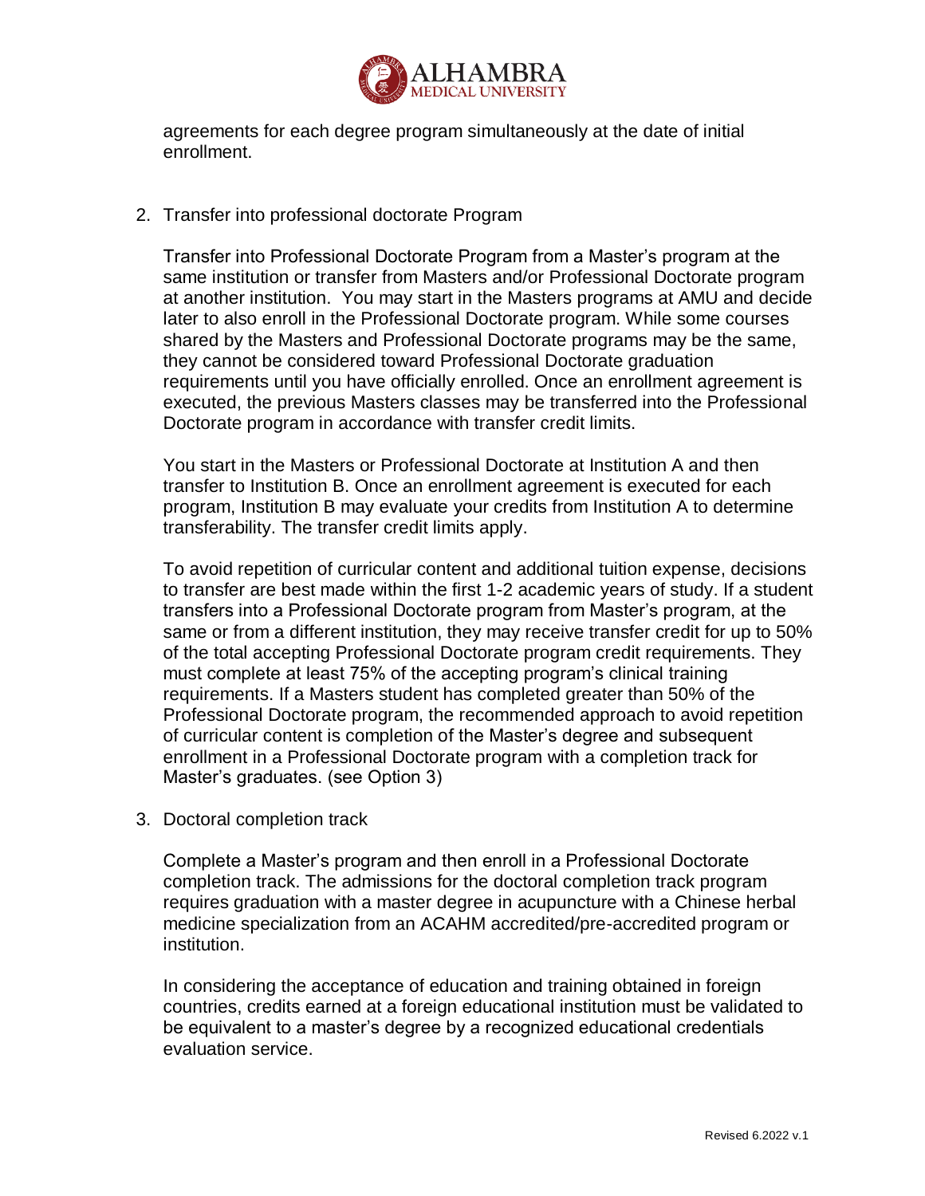agreements for each degree program simultaneously at the date of initial enrollment.

2. Transfer into professional doctorate Program

   Transfer into Professional Doctorate Program from a Master's program at the same institution or transfer from Masters and/or Professional Doctorate program at another institution. You may start in the Masters programs at AMU and decide later to also enroll in the Professional Doctorate program. While some courses shared by the Masters and Professional Doctorate programs may be the same, they cannot be considered toward Professional Doctorate graduation requirements until you have officially enrolled. Once an enrollment agreement is executed, the previous Masters classes may be transferred into the Professional Doctorate program in accordance with transfer credit limits.

   You start in the Masters or Professional Doctorate at Institution A and then transfer to Institution B. Once an enrollment agreement is executed for each program, Institution B may evaluate your credits from Institution A to determine transferability. The transfer credit limits apply.

   To avoid repetition of curricular content and additional tuition expense, decisions to transfer are best made within the first 1-2 academic years of study. If a student transfers into a Professional Doctorate program from Master's program, at the same or from a different institution, they may receive transfer credit for up to 50% of the total accepting Professional Doctorate program credit requirements. They must complete at least 75% of the accepting program's clinical training requirements. If a Masters student has completed greater than 50% of the Professional Doctorate program, the recommended approach to avoid repetition of curricular content is completion of the Master's degree and subsequent enrollment in a Professional Doctorate program with a completion track for Master's graduates. (see Option 3)

3. Doctoral completion track

   Complete a Master's program and then enroll in a Professional Doctorate completion track. The admissions for the doctoral completion track program requires graduation with a master degree in acupuncture with a Chinese herbal medicine specialization from an ACAHM accredited/pre-accredited program or institution.

   In considering the acceptance of education and training obtained in foreign countries, credits earned at a foreign educational institution must be validated to be equivalent to a master's degree by a recognized educational credentials evaluation service.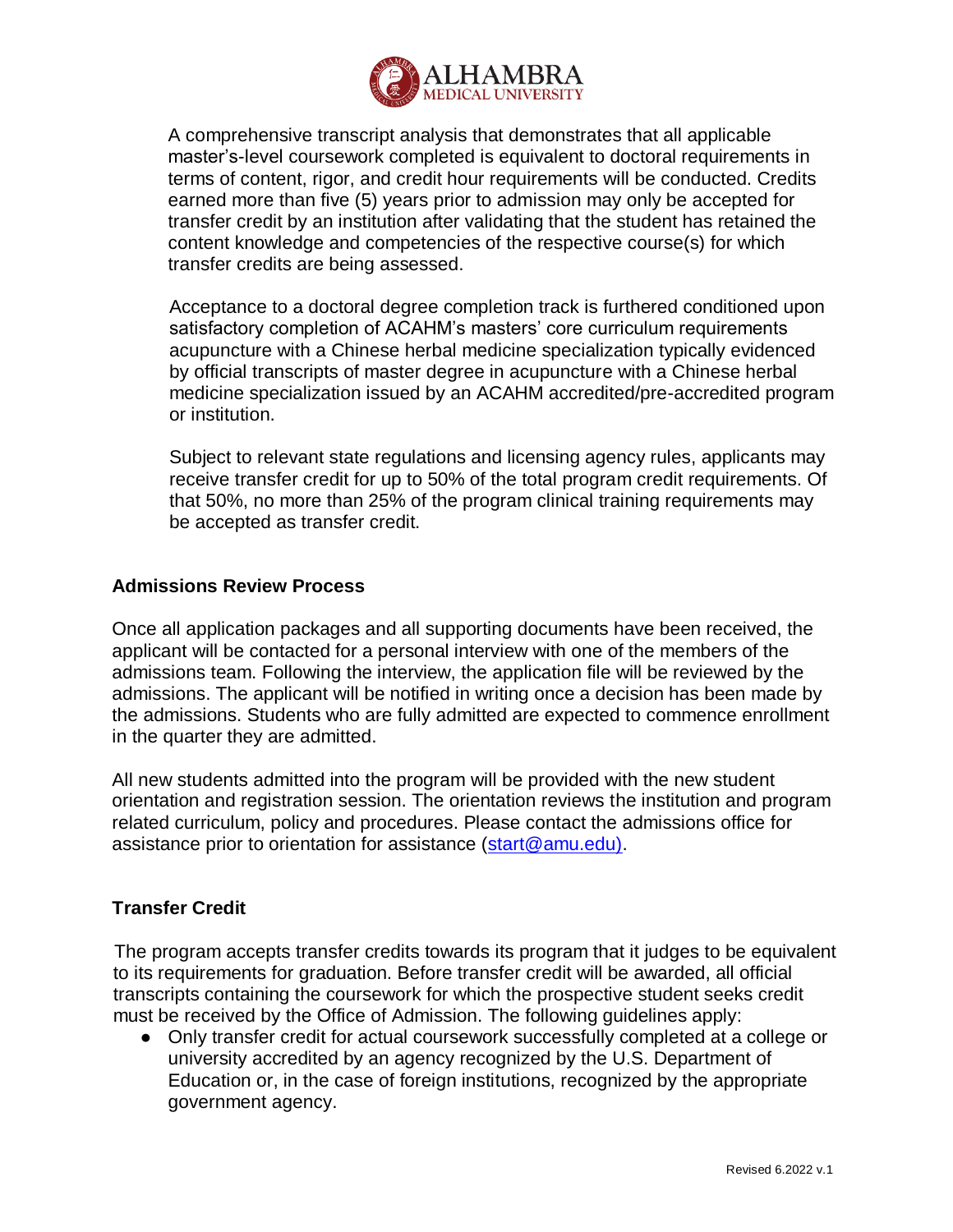A comprehensive transcript analysis that demonstrates that all applicable master's-level coursework completed is equivalent to doctoral requirements in terms of content, rigor, and credit hour requirements will be conducted. Credits earned more than five (5) years prior to admission may only be accepted for transfer credit by an institution after validating that the student has retained the content knowledge and competencies of the respective course(s) for which transfer credits are being assessed.

Acceptance to a doctoral degree completion track is furthered conditioned upon satisfactory completion of ACAHM's masters' core curriculum requirements acupuncture with a Chinese herbal medicine specialization typically evidenced by official transcripts of master degree in acupuncture with a Chinese herbal medicine specialization issued by an ACAHM accredited/pre-accredited program or institution.

Subject to relevant state regulations and licensing agency rules, applicants may receive transfer credit for up to 50% of the total program credit requirements. Of that 50%, no more than 25% of the program clinical training requirements may be accepted as transfer credit.

## Admissions Review Process

Once all application packages and all supporting documents have been received, the applicant will be contacted for a personal interview with one of the members of the admissions team. Following the interview, the application file will be reviewed by the admissions. The applicant will be notified in writing once a decision has been made by the admissions. Students who are fully admitted are expected to commence enrollment in the quarter they are admitted.

All new students admitted into the program will be provided with the new student orientation and registration session. The orientation reviews the institution and program related curriculum, policy and procedures. Please contact the admissions office for assistance prior to orientation for assistance (start@amu.edu).

## Transfer Credit

The program accepts transfer credits towards its program that it judges to be equivalent to its requirements for graduation. Before transfer credit will be awarded, all official transcripts containing the coursework for which the prospective student seeks credit must be received by the Office of Admission. The following guidelines apply:

- Only transfer credit for actual coursework successfully completed at a college or university accredited by an agency recognized by the U.S. Department of Education or, in the case of foreign institutions, recognized by the appropriate government agency.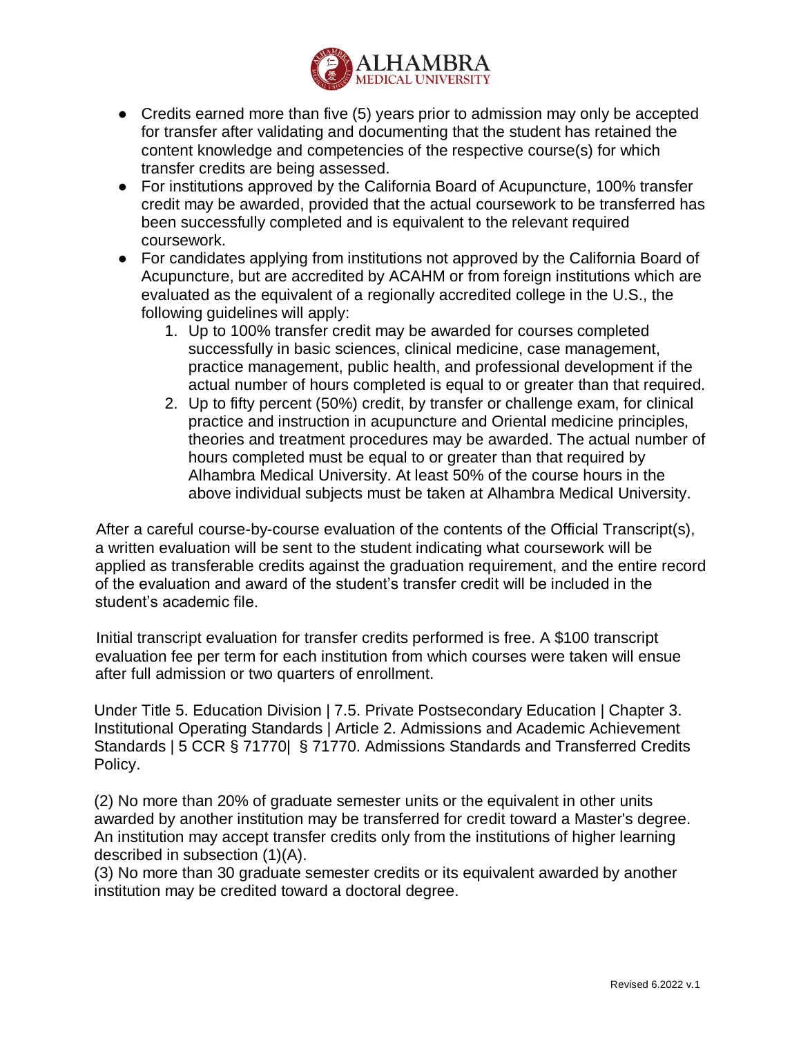- Credits earned more than five (5) years prior to admission may only be accepted for transfer after validating and documenting that the student has retained the content knowledge and competencies of the respective course(s) for which transfer credits are being assessed.
- For institutions approved by the California Board of Acupuncture, 100% transfer credit may be awarded, provided that the actual coursework to be transferred has been successfully completed and is equivalent to the relevant required coursework.
- For candidates applying from institutions not approved by the California Board of Acupuncture, but are accredited by ACAHM or from foreign institutions which are evaluated as the equivalent of a regionally accredited college in the U.S., the following guidelines will apply:
    1. Up to 100% transfer credit may be awarded for courses completed successfully in basic sciences, clinical medicine, case management, practice management, public health, and professional development if the actual number of hours completed is equal to or greater than that required.
    2. Up to fifty percent (50%) credit, by transfer or challenge exam, for clinical practice and instruction in acupuncture and Oriental medicine principles, theories and treatment procedures may be awarded. The actual number of hours completed must be equal to or greater than that required by Alhambra Medical University. At least 50% of the course hours in the above individual subjects must be taken at Alhambra Medical University.

After a careful course-by-course evaluation of the contents of the Official Transcript(s), a written evaluation will be sent to the student indicating what coursework will be applied as transferable credits against the graduation requirement, and the entire record of the evaluation and award of the student's transfer credit will be included in the student's academic file.

Initial transcript evaluation for transfer credits performed is free. A $100 transcript evaluation fee per term for each institution from which courses were taken will ensue after full admission or two quarters of enrollment.

Under Title 5. Education Division | 7.5. Private Postsecondary Education | Chapter 3. Institutional Operating Standards | Article 2. Admissions and Academic Achievement Standards | 5 CCR § 71770| § 71770. Admissions Standards and Transferred Credits Policy.

(2) No more than 20% of graduate semester units or the equivalent in other units awarded by another institution may be transferred for credit toward a Master's degree. An institution may accept transfer credits only from the institutions of higher learning described in subsection (1)(A).
(3) No more than 30 graduate semester credits or its equivalent awarded by another institution may be credited toward a doctoral degree.

Revised 6.2022 v.1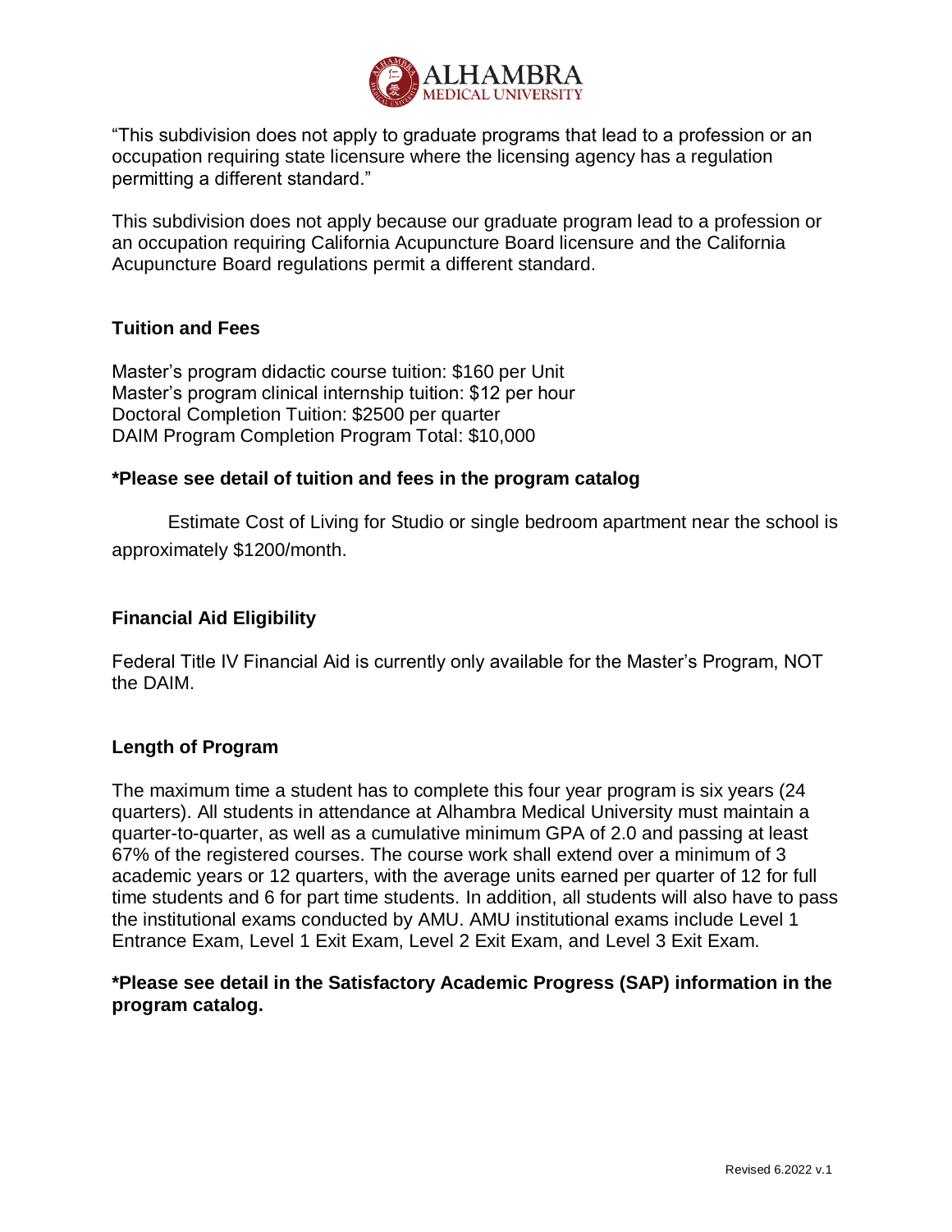"This subdivision does not apply to graduate programs that lead to a profession or an occupation requiring state licensure where the licensing agency has a regulation permitting a different standard."

This subdivision does not apply because our graduate program lead to a profession or an occupation requiring California Acupuncture Board licensure and the California Acupuncture Board regulations permit a different standard.

**Tuition and Fees**

Master's program didactic course tuition: $160 per Unit
Master's program clinical internship tuition: $12 per hour
Doctoral Completion Tuition: $2500 per quarter
DAIM Program Completion Program Total: $10,000

**\*Please see detail of tuition and fees in the program catalog**

Estimate Cost of Living for Studio or single bedroom apartment near the school is approximately $1200/month.

**Financial Aid Eligibility**

Federal Title IV Financial Aid is currently only available for the Master's Program, NOT the DAIM.

**Length of Program**

The maximum time a student has to complete this four year program is six years (24 quarters). All students in attendance at Alhambra Medical University must maintain a quarter-to-quarter, as well as a cumulative minimum GPA of 2.0 and passing at least 67% of the registered courses. The course work shall extend over a minimum of 3 academic years or 12 quarters, with the average units earned per quarter of 12 for full time students and 6 for part time students. In addition, all students will also have to pass the institutional exams conducted by AMU. AMU institutional exams include Level 1 Entrance Exam, Level 1 Exit Exam, Level 2 Exit Exam, and Level 3 Exit Exam.

**\*Please see detail in the Satisfactory Academic Progress (SAP) information in the program catalog.**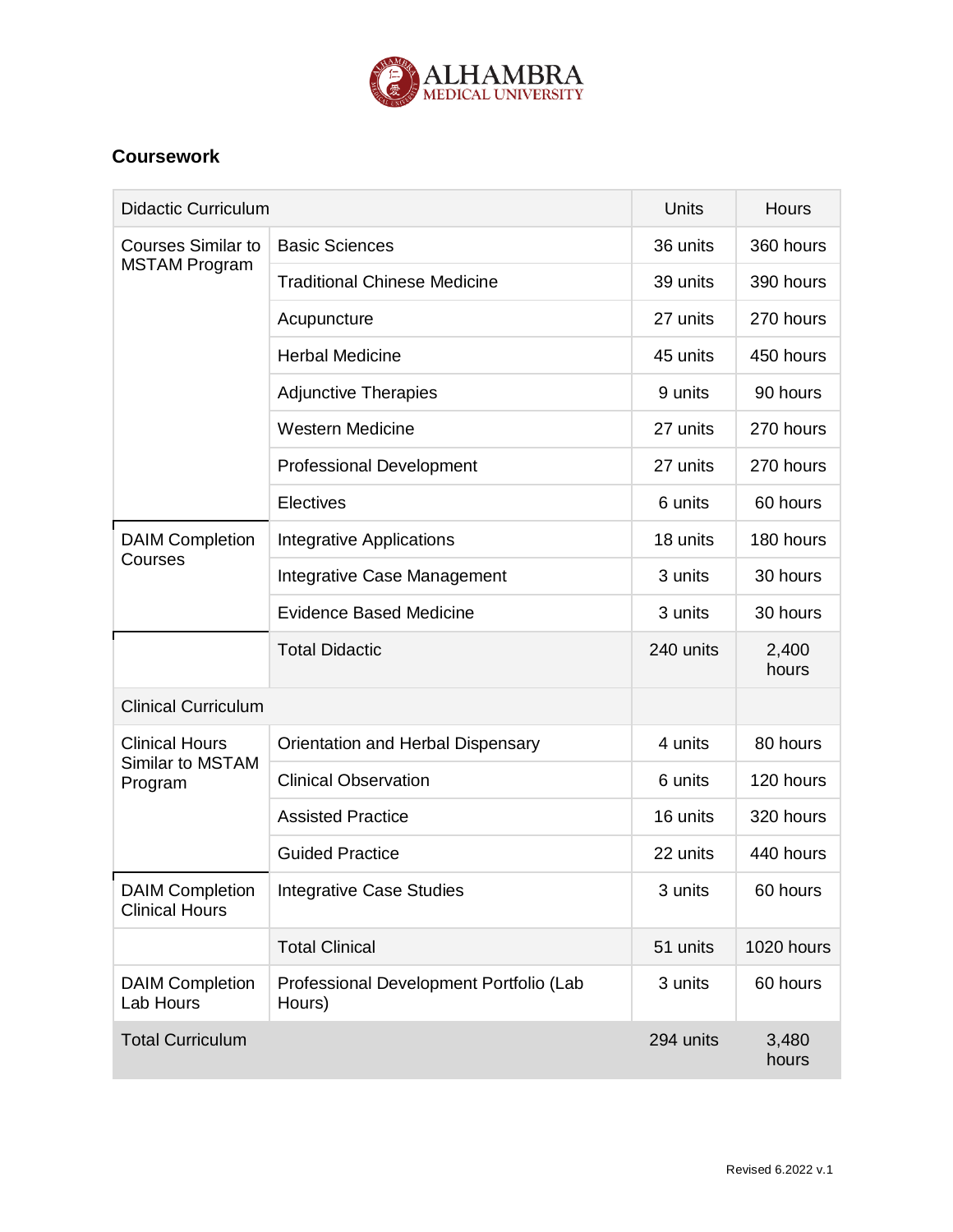## Coursework

| Didactic Curriculum | | Units | Hours |
|---|---|---|---|
| Courses Similar to MSTAM Program | Basic Sciences | 36 units | 360 hours |
| | Traditional Chinese Medicine | 39 units | 390 hours |
| | Acupuncture | 27 units | 270 hours |
| | Herbal Medicine | 45 units | 450 hours |
| | Adjunctive Therapies | 9 units | 90 hours |
| | Western Medicine | 27 units | 270 hours |
| | Professional Development | 27 units | 270 hours |
| | Electives | 6 units | 60 hours |
| DAIM Completion Courses | Integrative Applications | 18 units | 180 hours |
| | Integrative Case Management | 3 units | 30 hours |
| | Evidence Based Medicine | 3 units | 30 hours |
| | Total Didactic | 240 units | 2,400 hours |
| Clinical Curriculum | | | |
| Clinical Hours Similar to MSTAM Program | Orientation and Herbal Dispensary | 4 units | 80 hours |
| | Clinical Observation | 6 units | 120 hours |
| | Assisted Practice | 16 units | 320 hours |
| | Guided Practice | 22 units | 440 hours |
| DAIM Completion Clinical Hours | Integrative Case Studies | 3 units | 60 hours |
| | Total Clinical | 51 units | 1020 hours |
| DAIM Completion Lab Hours | Professional Development Portfolio (Lab Hours) | 3 units | 60 hours |
| Total Curriculum | | 294 units | 3,480 hours |

Revised 6.2022 v.1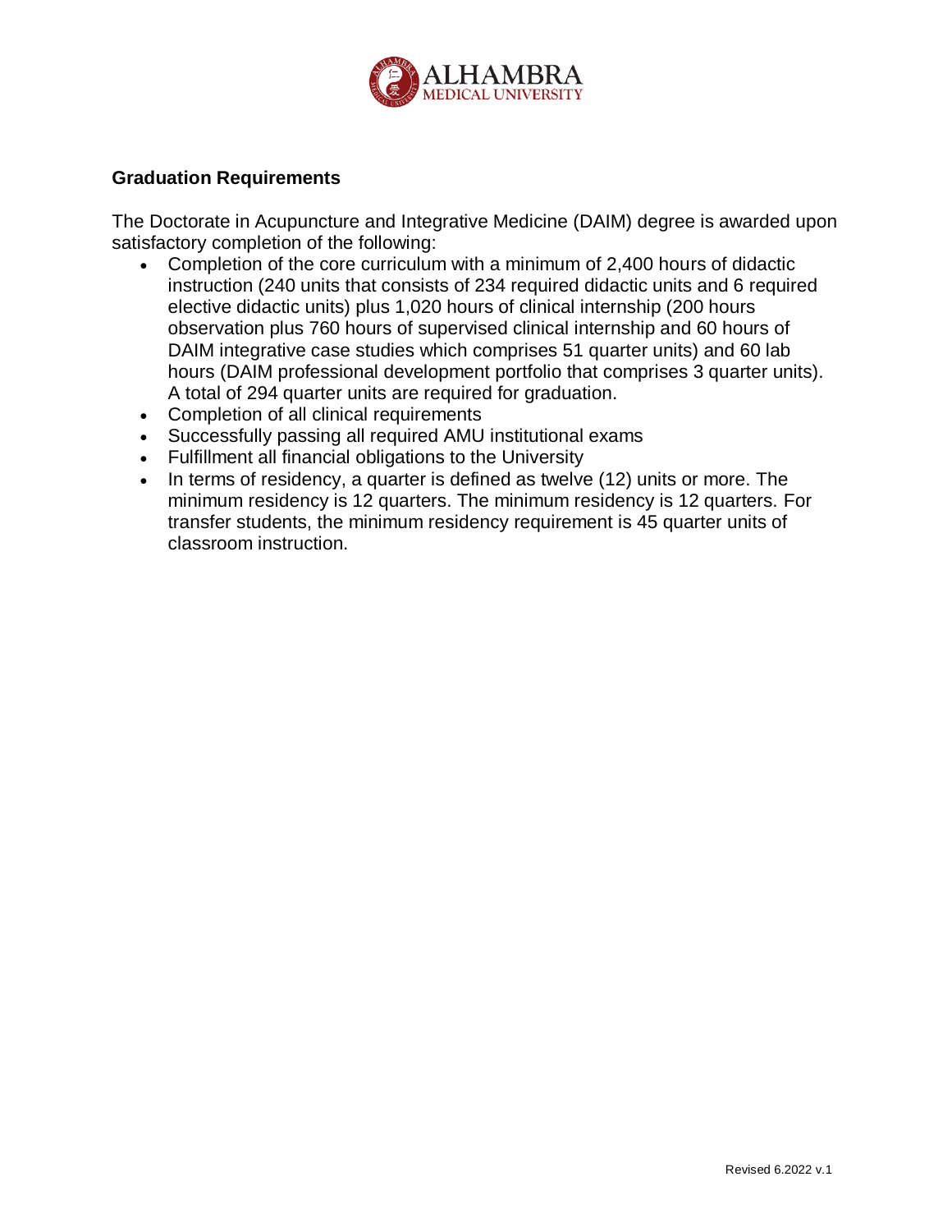## Graduation Requirements

The Doctorate in Acupuncture and Integrative Medicine (DAIM) degree is awarded upon satisfactory completion of the following:

- Completion of the core curriculum with a minimum of 2,400 hours of didactic instruction (240 units that consists of 234 required didactic units and 6 required elective didactic units) plus 1,020 hours of clinical internship (200 hours observation plus 760 hours of supervised clinical internship and 60 hours of DAIM integrative case studies which comprises 51 quarter units) and 60 lab hours (DAIM professional development portfolio that comprises 3 quarter units). A total of 294 quarter units are required for graduation.
- Completion of all clinical requirements
- Successfully passing all required AMU institutional exams
- Fulfillment all financial obligations to the University
- In terms of residency, a quarter is defined as twelve (12) units or more. The minimum residency is 12 quarters. The minimum residency is 12 quarters. For transfer students, the minimum residency requirement is 45 quarter units of classroom instruction.

Revised 6.2022 v.1